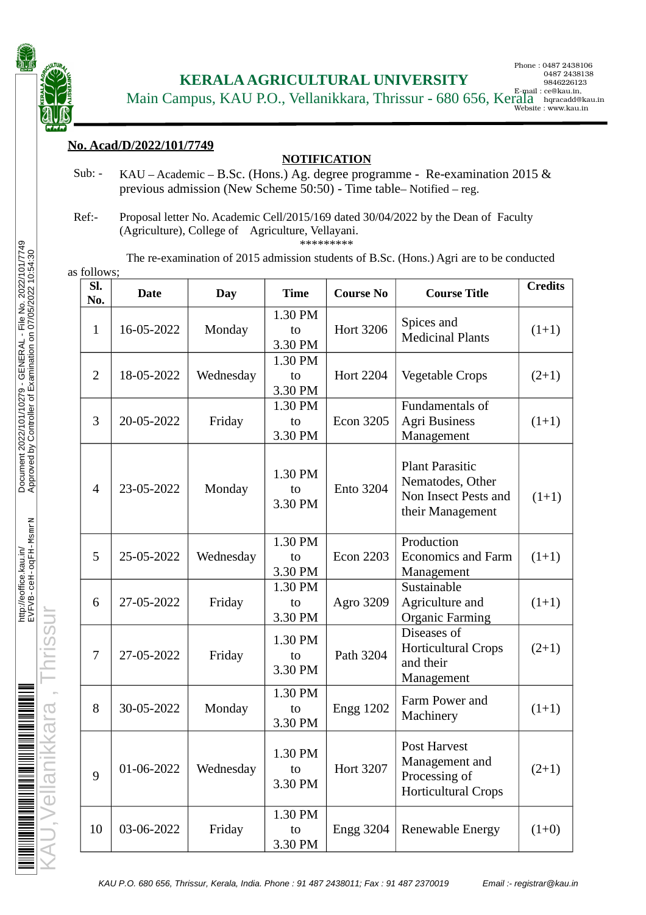# KERALA AGRICULTURAL UNIVERSITY

Main Campus, KAU P.O., Vellanikkara, Thrissur - 680 656, Kerala

Phone : 0487 2438106
0487 2438138
9846226123
E-mail : ce@kau.in,
hqracadd@kau.in
Website : www.kau.in

**No. Acad/D/2022/101/7749**

**NOTIFICATION**

Sub: - KAU – Academic – B.Sc. (Hons.) Ag. degree programme - Re-examination 2015 & previous admission (New Scheme 50:50) - Time table– Notified – reg.

Ref:- Proposal letter No. Academic Cell/2015/169 dated 30/04/2022 by the Dean of Faculty (Agriculture), College of Agriculture, Vellayani.

\*\*\*\*\*\*\*\*\*

The re-examination of 2015 admission students of B.Sc. (Hons.) Agri are to be conducted as follows;

| Sl. No. | Date | Day | Time | Course No | Course Title | Credits |
|---|---|---|---|---|---|---|
| 1 | 16-05-2022 | Monday | 1.30 PM to 3.30 PM | Hort 3206 | Spices and Medicinal Plants | (1+1) |
| 2 | 18-05-2022 | Wednesday | 1.30 PM to 3.30 PM | Hort 2204 | Vegetable Crops | (2+1) |
| 3 | 20-05-2022 | Friday | 1.30 PM to 3.30 PM | Econ 3205 | Fundamentals of Agri Business Management | (1+1) |
| 4 | 23-05-2022 | Monday | 1.30 PM to 3.30 PM | Ento 3204 | Plant Parasitic Nematodes, Other Non Insect Pests and their Management | (1+1) |
| 5 | 25-05-2022 | Wednesday | 1.30 PM to 3.30 PM | Econ 2203 | Production Economics and Farm Management | (1+1) |
| 6 | 27-05-2022 | Friday | 1.30 PM to 3.30 PM | Agro 3209 | Sustainable Agriculture and Organic Farming | (1+1) |
| 7 | 27-05-2022 | Friday | 1.30 PM to 3.30 PM | Path 3204 | Diseases of Horticultural Crops and their Management | (2+1) |
| 8 | 30-05-2022 | Monday | 1.30 PM to 3.30 PM | Engg 1202 | Farm Power and Machinery | (1+1) |
| 9 | 01-06-2022 | Wednesday | 1.30 PM to 3.30 PM | Hort 3207 | Post Harvest Management and Processing of Horticultural Crops | (2+1) |
| 10 | 03-06-2022 | Friday | 1.30 PM to 3.30 PM | Engg 3204 | Renewable Energy | (1+0) |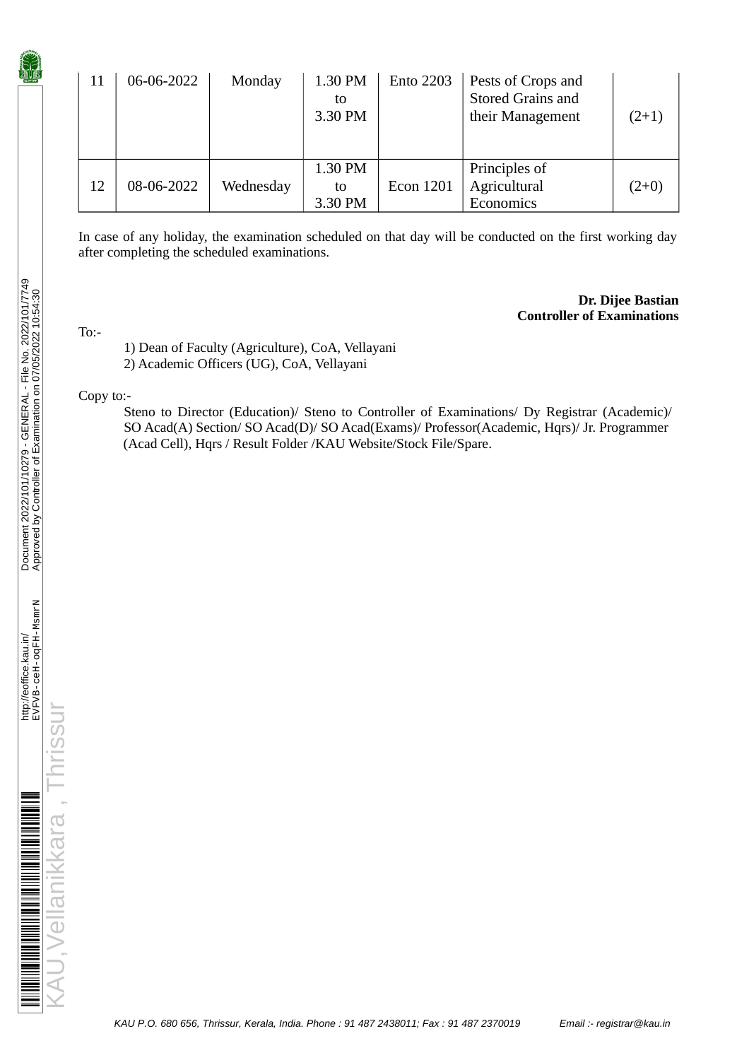| | | | | | | |
|---|---|---|---|---|---|---|
| 11 | 06-06-2022 | Monday | 1.30 PM to 3.30 PM | Ento 2203 | Pests of Crops and Stored Grains and their Management | (2+1) |
| 12 | 08-06-2022 | Wednesday | 1.30 PM to 3.30 PM | Econ 1201 | Principles of Agricultural Economics | (2+0) |

In case of any holiday, the examination scheduled on that day will be conducted on the first working day after completing the scheduled examinations.

**Dr. Dijee Bastian**
**Controller of Examinations**

To:-

1) Dean of Faculty (Agriculture), CoA, Vellayani
2) Academic Officers (UG), CoA, Vellayani

Copy to:-

Steno to Director (Education)/ Steno to Controller of Examinations/ Dy Registrar (Academic)/ SO Acad(A) Section/ SO Acad(D)/ SO Acad(Exams)/ Professor(Academic, Hqrs)/ Jr. Programmer (Acad Cell), Hqrs / Result Folder /KAU Website/Stock File/Spare.